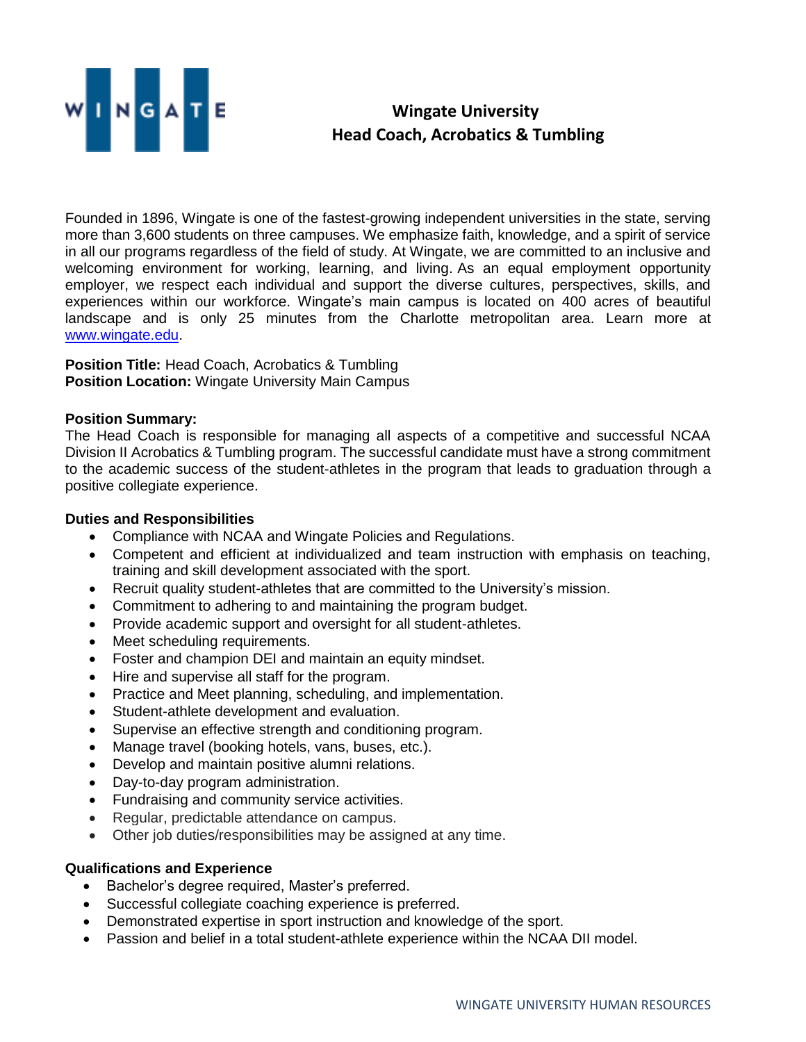WINGATE

# Wingate University
## Head Coach, Acrobatics & Tumbling

Founded in 1896, Wingate is one of the fastest-growing independent universities in the state, serving more than 3,600 students on three campuses. We emphasize faith, knowledge, and a spirit of service in all our programs regardless of the field of study. At Wingate, we are committed to an inclusive and welcoming environment for working, learning, and living. As an equal employment opportunity employer, we respect each individual and support the diverse cultures, perspectives, skills, and experiences within our workforce. Wingate's main campus is located on 400 acres of beautiful landscape and is only 25 minutes from the Charlotte metropolitan area. Learn more at www.wingate.edu.

**Position Title:** Head Coach, Acrobatics & Tumbling
**Position Location:** Wingate University Main Campus

**Position Summary:**
The Head Coach is responsible for managing all aspects of a competitive and successful NCAA Division II Acrobatics & Tumbling program. The successful candidate must have a strong commitment to the academic success of the student-athletes in the program that leads to graduation through a positive collegiate experience.

**Duties and Responsibilities**

- Compliance with NCAA and Wingate Policies and Regulations.
- Competent and efficient at individualized and team instruction with emphasis on teaching, training and skill development associated with the sport.
- Recruit quality student-athletes that are committed to the University's mission.
- Commitment to adhering to and maintaining the program budget.
- Provide academic support and oversight for all student-athletes.
- Meet scheduling requirements.
- Foster and champion DEI and maintain an equity mindset.
- Hire and supervise all staff for the program.
- Practice and Meet planning, scheduling, and implementation.
- Student-athlete development and evaluation.
- Supervise an effective strength and conditioning program.
- Manage travel (booking hotels, vans, buses, etc.).
- Develop and maintain positive alumni relations.
- Day-to-day program administration.
- Fundraising and community service activities.
- Regular, predictable attendance on campus.
- Other job duties/responsibilities may be assigned at any time.

**Qualifications and Experience**

- Bachelor's degree required, Master's preferred.
- Successful collegiate coaching experience is preferred.
- Demonstrated expertise in sport instruction and knowledge of the sport.
- Passion and belief in a total student-athlete experience within the NCAA DII model.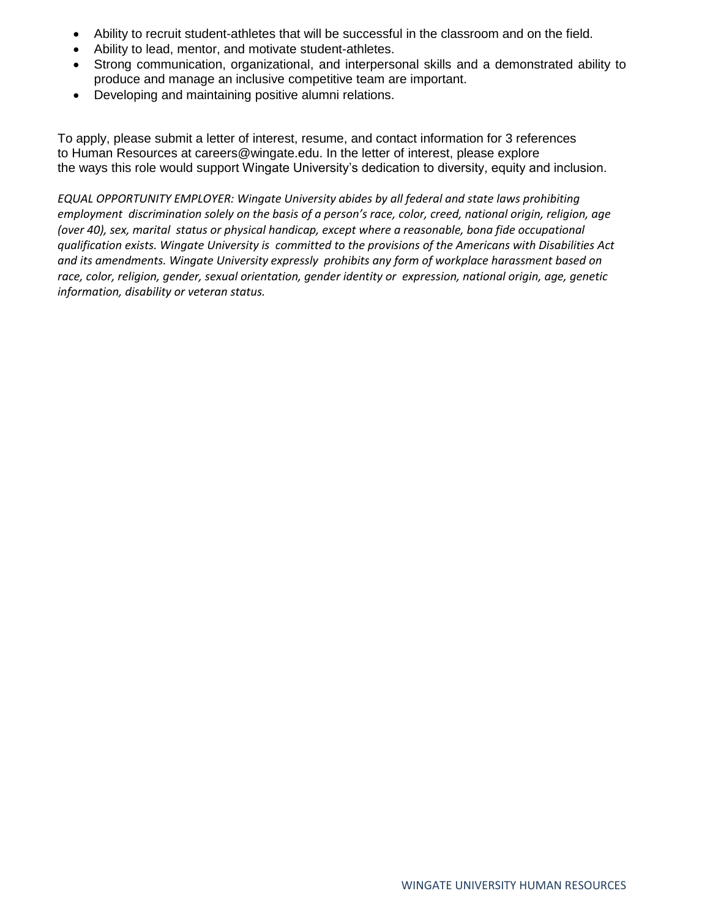- Ability to recruit student-athletes that will be successful in the classroom and on the field.
- Ability to lead, mentor, and motivate student-athletes.
- Strong communication, organizational, and interpersonal skills and a demonstrated ability to produce and manage an inclusive competitive team are important.
- Developing and maintaining positive alumni relations.

To apply, please submit a letter of interest, resume, and contact information for 3 references to Human Resources at careers@wingate.edu. In the letter of interest, please explore the ways this role would support Wingate University's dedication to diversity, equity and inclusion.

*EQUAL OPPORTUNITY EMPLOYER: Wingate University abides by all federal and state laws prohibiting employment discrimination solely on the basis of a person's race, color, creed, national origin, religion, age (over 40), sex, marital status or physical handicap, except where a reasonable, bona fide occupational qualification exists. Wingate University is committed to the provisions of the Americans with Disabilities Act and its amendments. Wingate University expressly prohibits any form of workplace harassment based on race, color, religion, gender, sexual orientation, gender identity or expression, national origin, age, genetic information, disability or veteran status.*